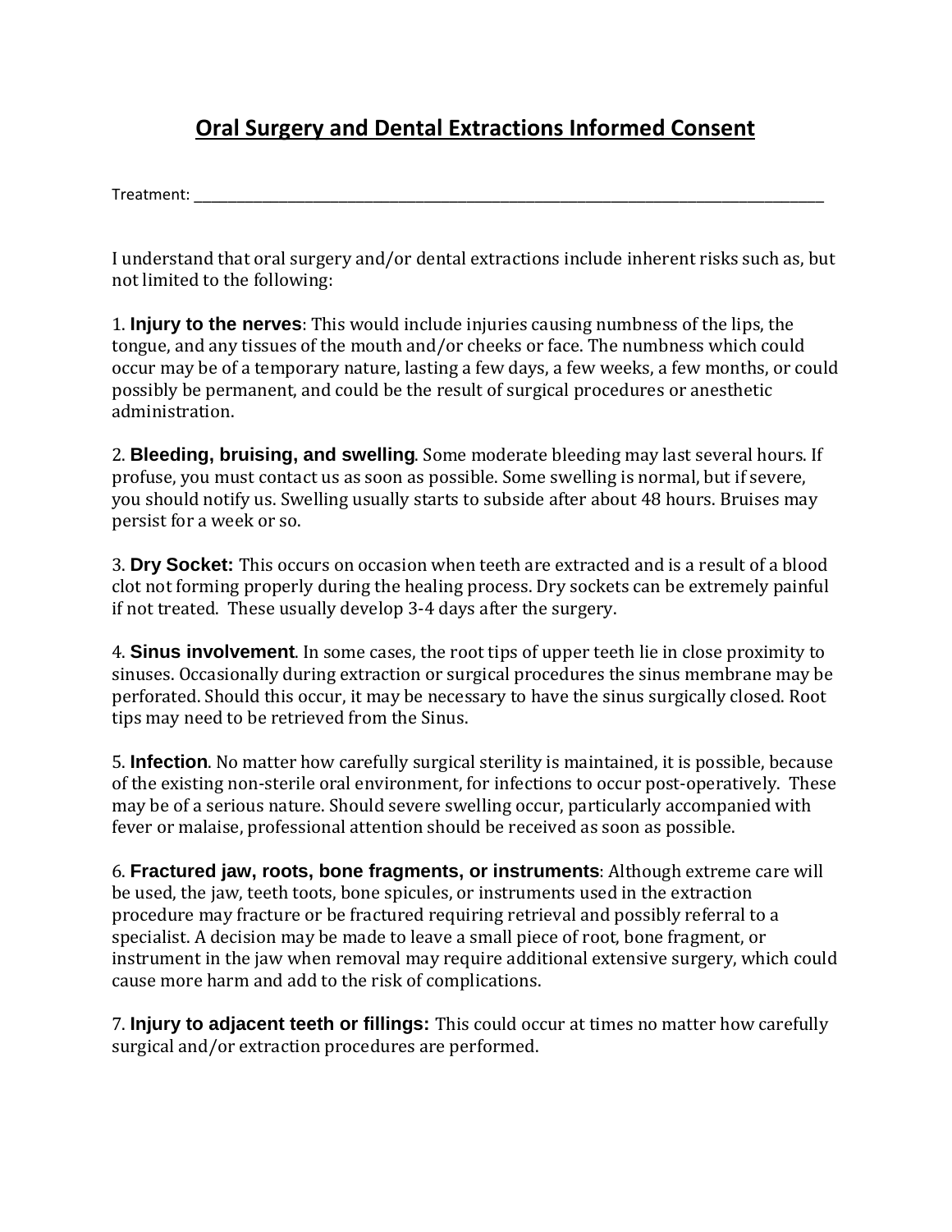# Oral Surgery and Dental Extractions Informed Consent

Treatment: ______________________________________________________________________________

I understand that oral surgery and/or dental extractions include inherent risks such as, but not limited to the following:

1. **Injury to the nerves**: This would include injuries causing numbness of the lips, the tongue, and any tissues of the mouth and/or cheeks or face. The numbness which could occur may be of a temporary nature, lasting a few days, a few weeks, a few months, or could possibly be permanent, and could be the result of surgical procedures or anesthetic administration.

2. **Bleeding, bruising, and swelling**. Some moderate bleeding may last several hours. If profuse, you must contact us as soon as possible. Some swelling is normal, but if severe, you should notify us. Swelling usually starts to subside after about 48 hours. Bruises may persist for a week or so.

3. **Dry Socket:** This occurs on occasion when teeth are extracted and is a result of a blood clot not forming properly during the healing process. Dry sockets can be extremely painful if not treated. These usually develop 3-4 days after the surgery.

4. **Sinus involvement**. In some cases, the root tips of upper teeth lie in close proximity to sinuses. Occasionally during extraction or surgical procedures the sinus membrane may be perforated. Should this occur, it may be necessary to have the sinus surgically closed. Root tips may need to be retrieved from the Sinus.

5. **Infection**. No matter how carefully surgical sterility is maintained, it is possible, because of the existing non-sterile oral environment, for infections to occur post-operatively. These may be of a serious nature. Should severe swelling occur, particularly accompanied with fever or malaise, professional attention should be received as soon as possible.

6. **Fractured jaw, roots, bone fragments, or instruments**: Although extreme care will be used, the jaw, teeth toots, bone spicules, or instruments used in the extraction procedure may fracture or be fractured requiring retrieval and possibly referral to a specialist. A decision may be made to leave a small piece of root, bone fragment, or instrument in the jaw when removal may require additional extensive surgery, which could cause more harm and add to the risk of complications.

7. **Injury to adjacent teeth or fillings:** This could occur at times no matter how carefully surgical and/or extraction procedures are performed.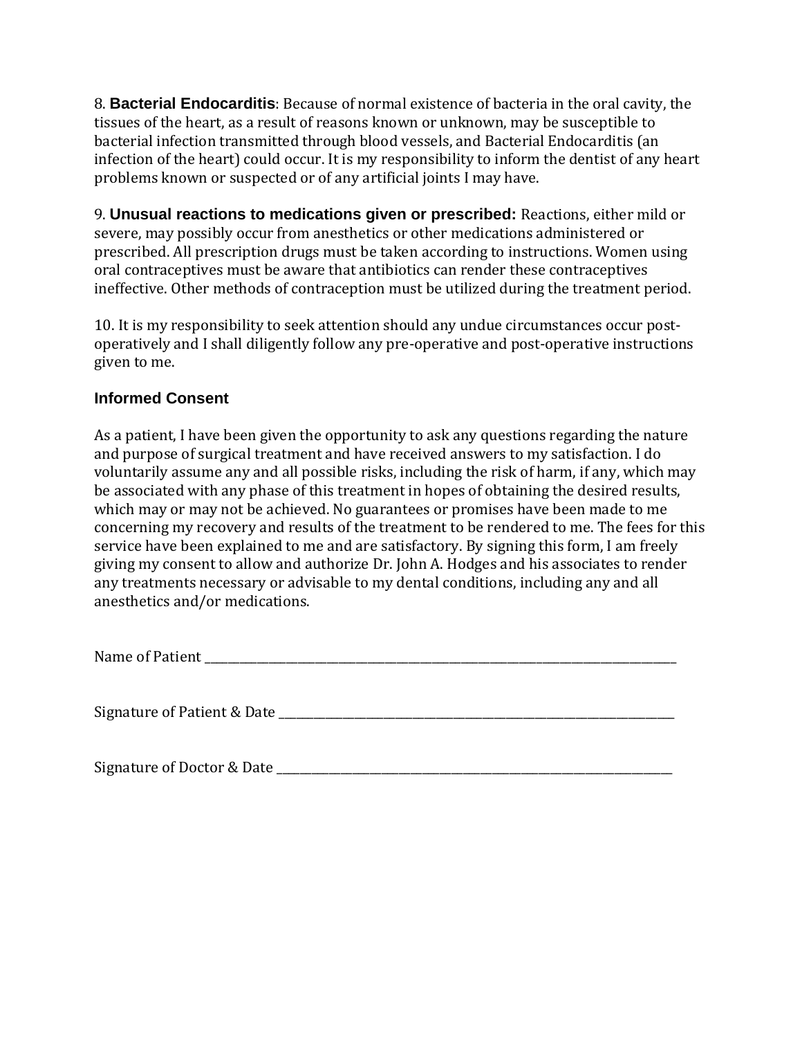8. **Bacterial Endocarditis**: Because of normal existence of bacteria in the oral cavity, the tissues of the heart, as a result of reasons known or unknown, may be susceptible to bacterial infection transmitted through blood vessels, and Bacterial Endocarditis (an infection of the heart) could occur. It is my responsibility to inform the dentist of any heart problems known or suspected or of any artificial joints I may have.

9. **Unusual reactions to medications given or prescribed:** Reactions, either mild or severe, may possibly occur from anesthetics or other medications administered or prescribed. All prescription drugs must be taken according to instructions. Women using oral contraceptives must be aware that antibiotics can render these contraceptives ineffective. Other methods of contraception must be utilized during the treatment period.

10. It is my responsibility to seek attention should any undue circumstances occur post-operatively and I shall diligently follow any pre-operative and post-operative instructions given to me.

## Informed Consent

As a patient, I have been given the opportunity to ask any questions regarding the nature and purpose of surgical treatment and have received answers to my satisfaction. I do voluntarily assume any and all possible risks, including the risk of harm, if any, which may be associated with any phase of this treatment in hopes of obtaining the desired results, which may or may not be achieved. No guarantees or promises have been made to me concerning my recovery and results of the treatment to be rendered to me. The fees for this service have been explained to me and are satisfactory. By signing this form, I am freely giving my consent to allow and authorize Dr. John A. Hodges and his associates to render any treatments necessary or advisable to my dental conditions, including any and all anesthetics and/or medications.

Name of Patient ____________________________________________________________________________

Signature of Patient & Date ______________________________________________________________

Signature of Doctor & Date ______________________________________________________________